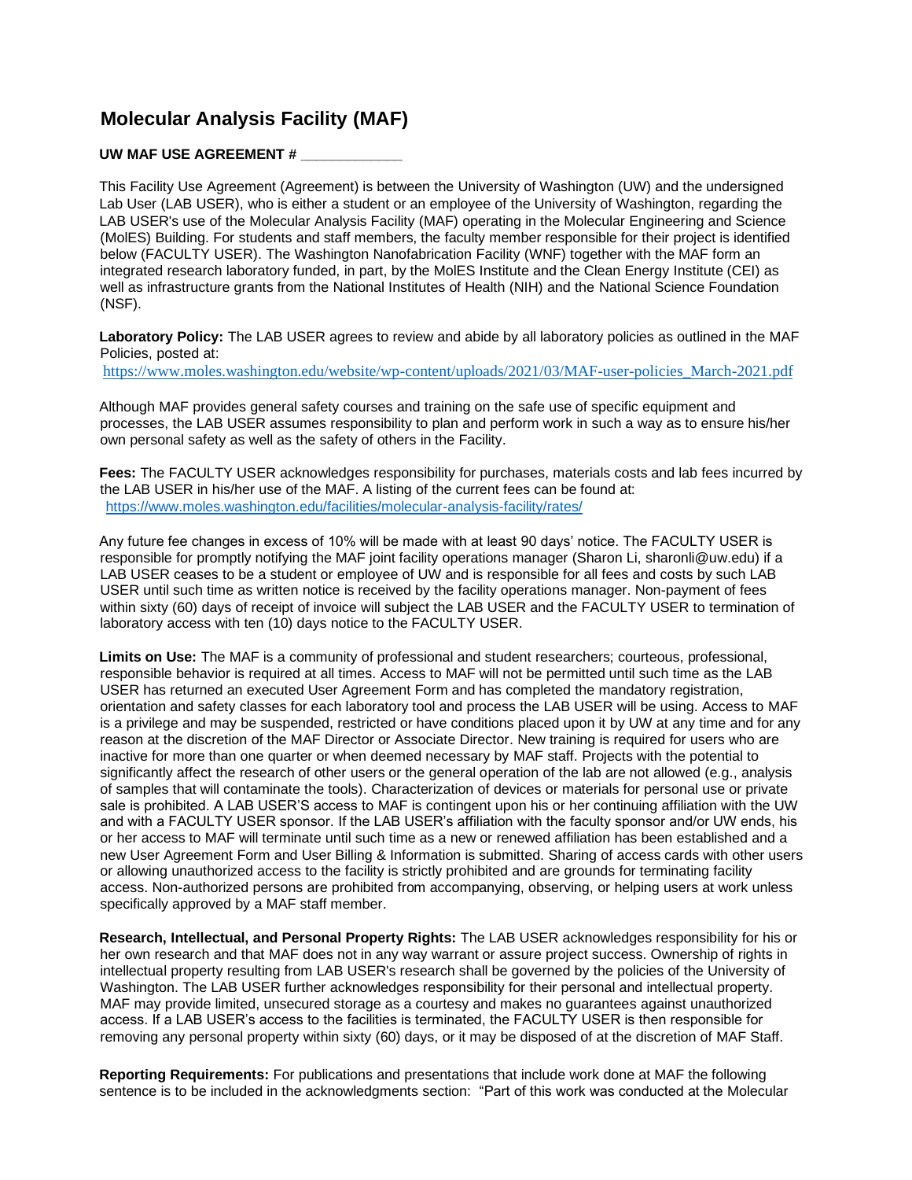# Molecular Analysis Facility (MAF)

**UW MAF USE AGREEMENT # \_\_\_\_\_\_\_\_\_\_\_\_\_**

This Facility Use Agreement (Agreement) is between the University of Washington (UW) and the undersigned Lab User (LAB USER), who is either a student or an employee of the University of Washington, regarding the LAB USER's use of the Molecular Analysis Facility (MAF) operating in the Molecular Engineering and Science (MolES) Building. For students and staff members, the faculty member responsible for their project is identified below (FACULTY USER). The Washington Nanofabrication Facility (WNF) together with the MAF form an integrated research laboratory funded, in part, by the MolES Institute and the Clean Energy Institute (CEI) as well as infrastructure grants from the National Institutes of Health (NIH) and the National Science Foundation (NSF).

**Laboratory Policy:** The LAB USER agrees to review and abide by all laboratory policies as outlined in the MAF Policies, posted at:
https://www.moles.washington.edu/website/wp-content/uploads/2021/03/MAF-user-policies_March-2021.pdf

Although MAF provides general safety courses and training on the safe use of specific equipment and processes, the LAB USER assumes responsibility to plan and perform work in such a way as to ensure his/her own personal safety as well as the safety of others in the Facility.

**Fees:** The FACULTY USER acknowledges responsibility for purchases, materials costs and lab fees incurred by the LAB USER in his/her use of the MAF. A listing of the current fees can be found at:
https://www.moles.washington.edu/facilities/molecular-analysis-facility/rates/

Any future fee changes in excess of 10% will be made with at least 90 days' notice. The FACULTY USER is responsible for promptly notifying the MAF joint facility operations manager (Sharon Li, sharonli@uw.edu) if a LAB USER ceases to be a student or employee of UW and is responsible for all fees and costs by such LAB USER until such time as written notice is received by the facility operations manager. Non-payment of fees within sixty (60) days of receipt of invoice will subject the LAB USER and the FACULTY USER to termination of laboratory access with ten (10) days notice to the FACULTY USER.

**Limits on Use:** The MAF is a community of professional and student researchers; courteous, professional, responsible behavior is required at all times. Access to MAF will not be permitted until such time as the LAB USER has returned an executed User Agreement Form and has completed the mandatory registration, orientation and safety classes for each laboratory tool and process the LAB USER will be using. Access to MAF is a privilege and may be suspended, restricted or have conditions placed upon it by UW at any time and for any reason at the discretion of the MAF Director or Associate Director. New training is required for users who are inactive for more than one quarter or when deemed necessary by MAF staff. Projects with the potential to significantly affect the research of other users or the general operation of the lab are not allowed (e.g., analysis of samples that will contaminate the tools). Characterization of devices or materials for personal use or private sale is prohibited. A LAB USER'S access to MAF is contingent upon his or her continuing affiliation with the UW and with a FACULTY USER sponsor. If the LAB USER's affiliation with the faculty sponsor and/or UW ends, his or her access to MAF will terminate until such time as a new or renewed affiliation has been established and a new User Agreement Form and User Billing & Information is submitted. Sharing of access cards with other users or allowing unauthorized access to the facility is strictly prohibited and are grounds for terminating facility access. Non-authorized persons are prohibited from accompanying, observing, or helping users at work unless specifically approved by a MAF staff member.

**Research, Intellectual, and Personal Property Rights:** The LAB USER acknowledges responsibility for his or her own research and that MAF does not in any way warrant or assure project success. Ownership of rights in intellectual property resulting from LAB USER's research shall be governed by the policies of the University of Washington. The LAB USER further acknowledges responsibility for their personal and intellectual property. MAF may provide limited, unsecured storage as a courtesy and makes no guarantees against unauthorized access. If a LAB USER's access to the facilities is terminated, the FACULTY USER is then responsible for removing any personal property within sixty (60) days, or it may be disposed of at the discretion of MAF Staff.

**Reporting Requirements:** For publications and presentations that include work done at MAF the following sentence is to be included in the acknowledgments section: "Part of this work was conducted at the Molecular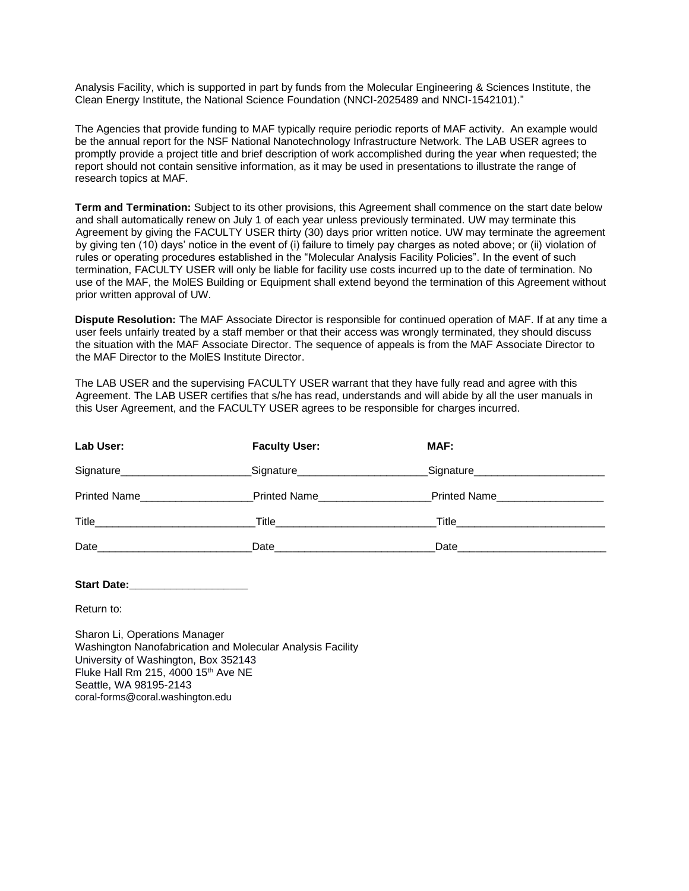Analysis Facility, which is supported in part by funds from the Molecular Engineering & Sciences Institute, the Clean Energy Institute, the National Science Foundation (NNCI-2025489 and NNCI-1542101)."

The Agencies that provide funding to MAF typically require periodic reports of MAF activity. An example would be the annual report for the NSF National Nanotechnology Infrastructure Network. The LAB USER agrees to promptly provide a project title and brief description of work accomplished during the year when requested; the report should not contain sensitive information, as it may be used in presentations to illustrate the range of research topics at MAF.

**Term and Termination:** Subject to its other provisions, this Agreement shall commence on the start date below and shall automatically renew on July 1 of each year unless previously terminated. UW may terminate this Agreement by giving the FACULTY USER thirty (30) days prior written notice. UW may terminate the agreement by giving ten (10) days' notice in the event of (i) failure to timely pay charges as noted above; or (ii) violation of rules or operating procedures established in the "Molecular Analysis Facility Policies". In the event of such termination, FACULTY USER will only be liable for facility use costs incurred up to the date of termination. No use of the MAF, the MolES Building or Equipment shall extend beyond the termination of this Agreement without prior written approval of UW.

**Dispute Resolution:** The MAF Associate Director is responsible for continued operation of MAF. If at any time a user feels unfairly treated by a staff member or that their access was wrongly terminated, they should discuss the situation with the MAF Associate Director. The sequence of appeals is from the MAF Associate Director to the MAF Director to the MolES Institute Director.

The LAB USER and the supervising FACULTY USER warrant that they have fully read and agree with this Agreement. The LAB USER certifies that s/he has read, understands and will abide by all the user manuals in this User Agreement, and the FACULTY USER agrees to be responsible for charges incurred.

| **Lab User:** | **Faculty User:** | **MAF:** |
| --- | --- | --- |
| Signature______________________ | Signature______________________ | Signature______________________ |
| Printed Name___________________ | Printed Name___________________ | Printed Name__________________ |
| Title___________________________ | Title___________________________ | Title_________________________ |
| Date___________________________ | Date___________________________ | Date_________________________ |

**Start Date:____________________**

Return to:

Sharon Li, Operations Manager
Washington Nanofabrication and Molecular Analysis Facility
University of Washington, Box 352143
Fluke Hall Rm 215, 4000 15th Ave NE
Seattle, WA 98195-2143
coral-forms@coral.washington.edu